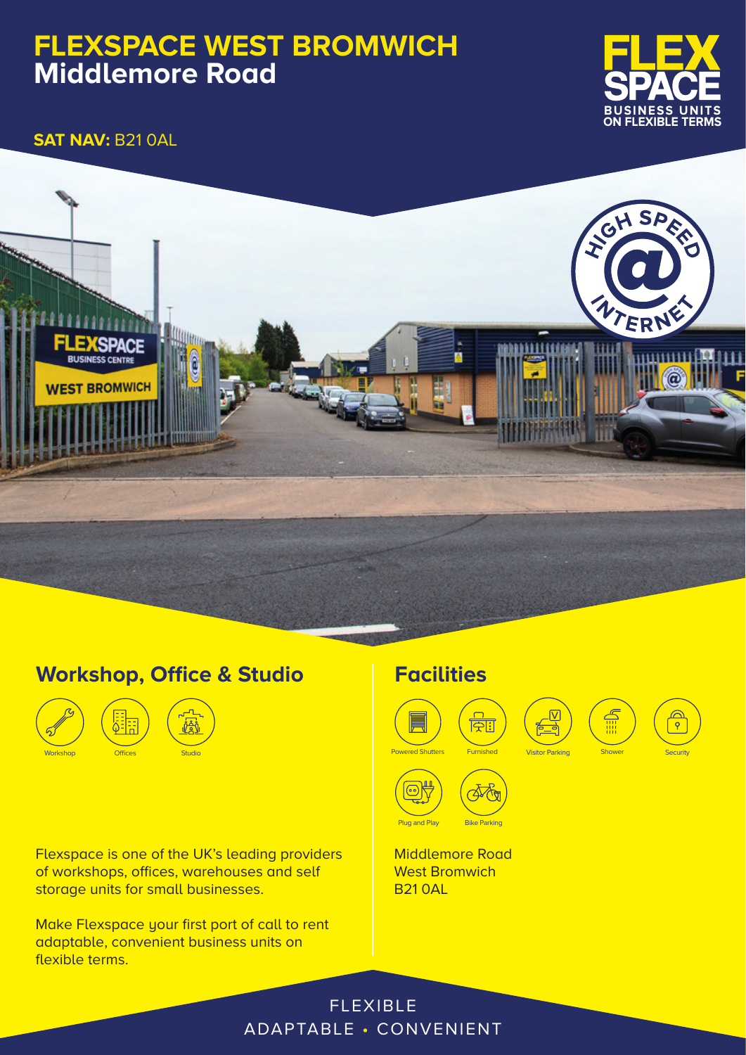# FLEXSPACE WEST BROMWICH
## Middlemore Road

**SAT NAV:** B21 0AL

FLEX SPACE
BUSINESS UNITS ON FLEXIBLE TERMS

HIGH SPEED INTERNET

## Workshop, Office & Studio

- Workshop
- Offices
- Studio

Flexspace is one of the UK's leading providers of workshops, offices, warehouses and self storage units for small businesses.

Make Flexspace your first port of call to rent adaptable, convenient business units on flexible terms.

## Facilities

- Powered Shutters
- Furnished
- Visitor Parking
- Shower
- Security
- Plug and Play
- Bike Parking

Middlemore Road
West Bromwich
B21 0AL

FLEXIBLE
ADAPTABLE • CONVENIENT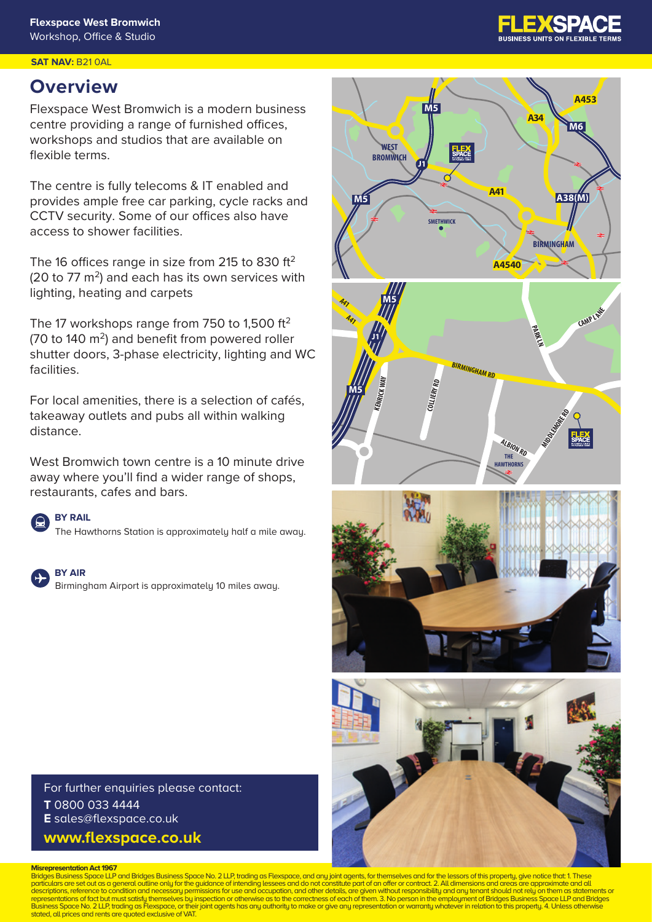**Flexspace West Bromwich**
Workshop, Office & Studio

**SAT NAV:** B21 0AL

## Overview

Flexspace West Bromwich is a modern business centre providing a range of furnished offices, workshops and studios that are available on flexible terms.

The centre is fully telecoms & IT enabled and provides ample free car parking, cycle racks and CCTV security. Some of our offices also have access to shower facilities.

The 16 offices range in size from 215 to 830 $ft^2$ (20 to 77 $m^2$) and each has its own services with lighting, heating and carpets

The 17 workshops range from 750 to 1,500 $ft^2$ (70 to 140 $m^2$) and benefit from powered roller shutter doors, 3-phase electricity, lighting and WC facilities.

For local amenities, there is a selection of cafés, takeaway outlets and pubs all within walking distance.

West Bromwich town centre is a 10 minute drive away where you'll find a wider range of shops, restaurants, cafes and bars.

**BY RAIL**
The Hawthorns Station is approximately half a mile away.

**BY AIR**
Birmingham Airport is approximately 10 miles away.

For further enquiries please contact:
**T** 0800 033 4444
**E** sales@flexspace.co.uk
**www.flexspace.co.uk**

**Misrepresentation Act 1967**
Bridges Business Space LLP and Bridges Business Space No. 2 LLP, trading as Flexspace, and any joint agents, for themselves and for the lessors of this property, give notice that: 1. These particulars are set out as a general outline only for the guidance of intending lessees and do not constitute part of an offer or contract. 2. All dimensions and areas are approximate and all descriptions, reference to condition and necessary permissions for use and occupation, and other details, are given without responsibility and any tenant should not rely on them as statements or representations of fact but must satisfy themselves by inspection or otherwise as to the correctness of each of them. 3. No person in the employment of Bridges Business Space LLP and Bridges Business Space No. 2 LLP, trading as Flexspace, or their joint agents has any authority to make or give any representation or warranty whatever in relation to this property. 4. Unless otherwise stated, all prices and rents are quoted exclusive of VAT.